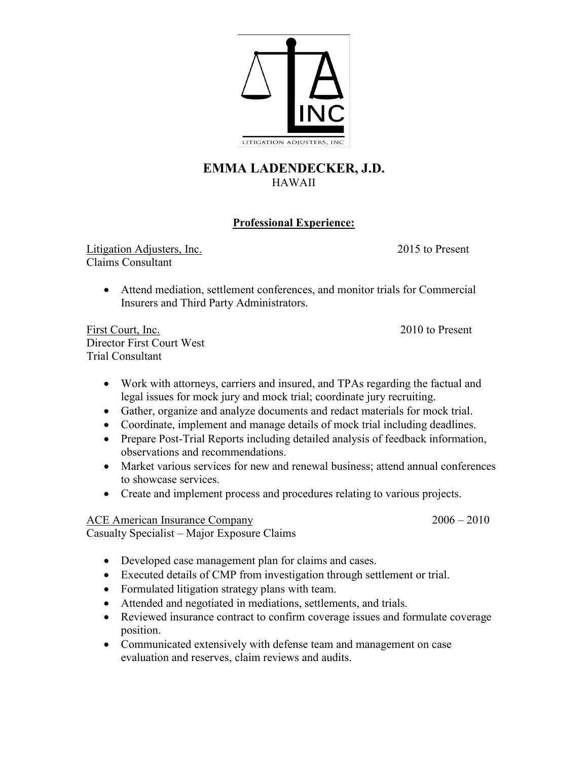# EMMA LADENDECKER, J.D.

HAWAII

## Professional Experience:

Litigation Adjusters, Inc. 2015 to Present
Claims Consultant

- Attend mediation, settlement conferences, and monitor trials for Commercial Insurers and Third Party Administrators.

First Court, Inc. 2010 to Present
Director First Court West
Trial Consultant

- Work with attorneys, carriers and insured, and TPAs regarding the factual and legal issues for mock jury and mock trial; coordinate jury recruiting.
- Gather, organize and analyze documents and redact materials for mock trial.
- Coordinate, implement and manage details of mock trial including deadlines.
- Prepare Post-Trial Reports including detailed analysis of feedback information, observations and recommendations.
- Market various services for new and renewal business; attend annual conferences to showcase services.
- Create and implement process and procedures relating to various projects.

ACE American Insurance Company 2006 – 2010
Casualty Specialist – Major Exposure Claims

- Developed case management plan for claims and cases.
- Executed details of CMP from investigation through settlement or trial.
- Formulated litigation strategy plans with team.
- Attended and negotiated in mediations, settlements, and trials.
- Reviewed insurance contract to confirm coverage issues and formulate coverage position.
- Communicated extensively with defense team and management on case evaluation and reserves, claim reviews and audits.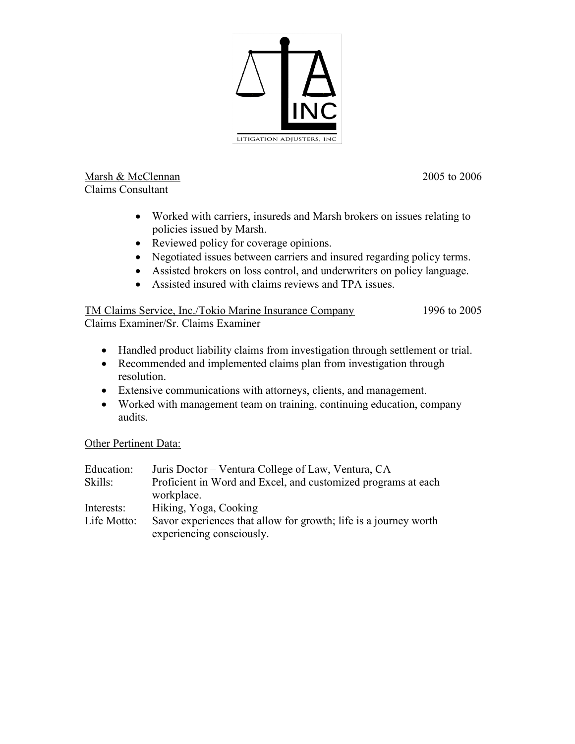LITIGATION ADJUSTERS, INC

Marsh & McClennan 2005 to 2006
Claims Consultant

- Worked with carriers, insureds and Marsh brokers on issues relating to policies issued by Marsh.
- Reviewed policy for coverage opinions.
- Negotiated issues between carriers and insured regarding policy terms.
- Assisted brokers on loss control, and underwriters on policy language.
- Assisted insured with claims reviews and TPA issues.

TM Claims Service, Inc./Tokio Marine Insurance Company 1996 to 2005
Claims Examiner/Sr. Claims Examiner

- Handled product liability claims from investigation through settlement or trial.
- Recommended and implemented claims plan from investigation through resolution.
- Extensive communications with attorneys, clients, and management.
- Worked with management team on training, continuing education, company audits.

Other Pertinent Data:

| | |
|---|---|
| Education: | Juris Doctor – Ventura College of Law, Ventura, CA |
| Skills: | Proficient in Word and Excel, and customized programs at each workplace. |
| Interests: | Hiking, Yoga, Cooking |
| Life Motto: | Savor experiences that allow for growth; life is a journey worth experiencing consciously. |